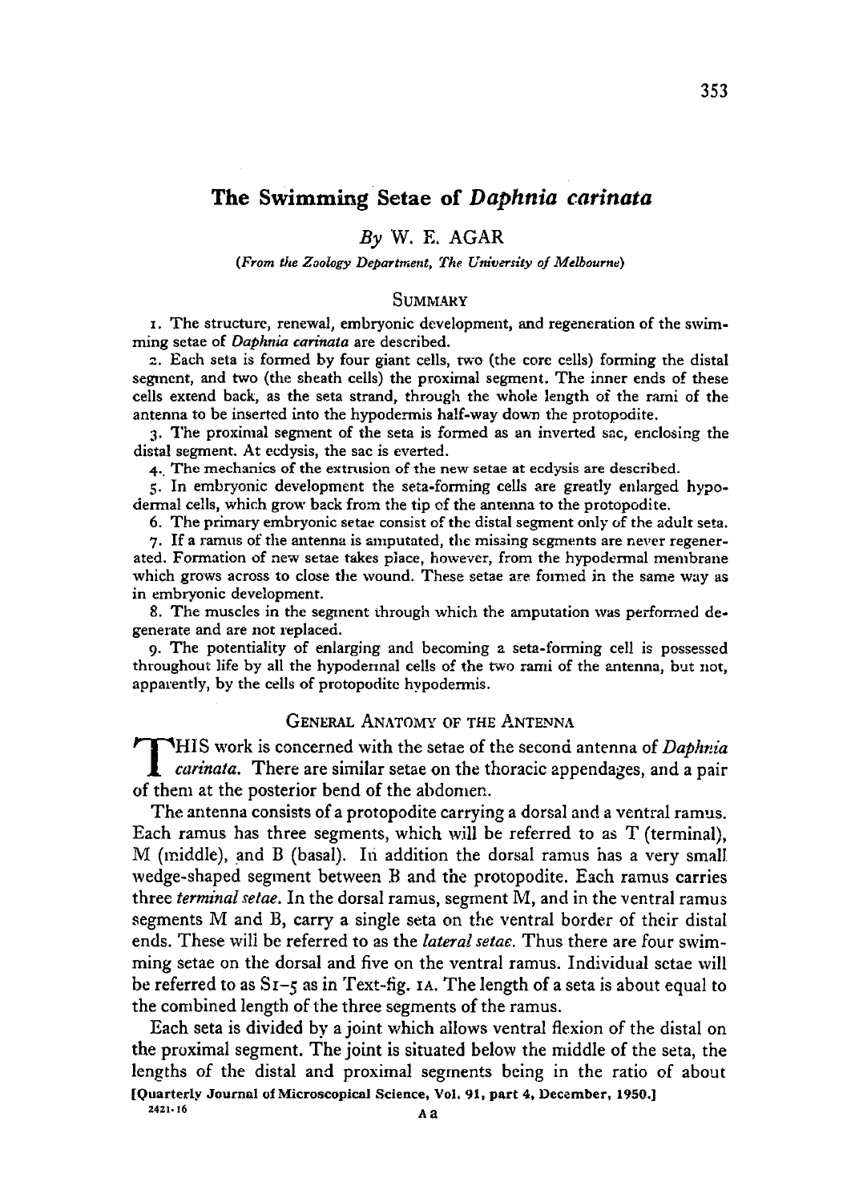# The Swimming Setae of *Daphnia carinata*

*By* W. E. AGAR

*(From the Zoology Department, The University of Melbourne)*

## SUMMARY

1. The structure, renewal, embryonic development, and regeneration of the swimming setae of *Daphnia carinata* are described.

2. Each seta is formed by four giant cells, two (the core cells) forming the distal segment, and two (the sheath cells) the proximal segment. The inner ends of these cells extend back, as the seta strand, through the whole length of the rami of the antenna to be inserted into the hypodermis half-way down the protopodite.

3. The proximal segment of the seta is formed as an inverted sac, enclosing the distal segment. At ecdysis, the sac is everted.

4. The mechanics of the extrusion of the new setae at ecdysis are described.

5. In embryonic development the seta-forming cells are greatly enlarged hypodermal cells, which grow back from the tip of the antenna to the protopodite.

6. The primary embryonic setae consist of the distal segment only of the adult seta.

7. If a ramus of the antenna is amputated, the missing segments are never regenerated. Formation of new setae takes place, however, from the hypodermal membrane which grows across to close the wound. These setae are formed in the same way as in embryonic development.

8. The muscles in the segment through which the amputation was performed degenerate and are not replaced.

9. The potentiality of enlarging and becoming a seta-forming cell is possessed throughout life by all the hypodermal cells of the two rami of the antenna, but not, apparently, by the cells of protopodite hypodermis.

## GENERAL ANATOMY OF THE ANTENNA

THIS work is concerned with the setae of the second antenna of *Daphnia carinata*. There are similar setae on the thoracic appendages, and a pair of them at the posterior bend of the abdomen.

The antenna consists of a protopodite carrying a dorsal and a ventral ramus. Each ramus has three segments, which will be referred to as T (terminal), M (middle), and B (basal). In addition the dorsal ramus has a very small wedge-shaped segment between B and the protopodite. Each ramus carries three *terminal setae*. In the dorsal ramus, segment M, and in the ventral ramus segments M and B, carry a single seta on the ventral border of their distal ends. These will be referred to as the *lateral setae*. Thus there are four swimming setae on the dorsal and five on the ventral ramus. Individual setae will be referred to as S1–5 as in Text-fig. 1A. The length of a seta is about equal to the combined length of the three segments of the ramus.

Each seta is divided by a joint which allows ventral flexion of the distal on the proximal segment. The joint is situated below the middle of the seta, the lengths of the distal and proximal segments being in the ratio of about

[Quarterly Journal of Microscopical Science, Vol. 91, part 4, December, 1950.]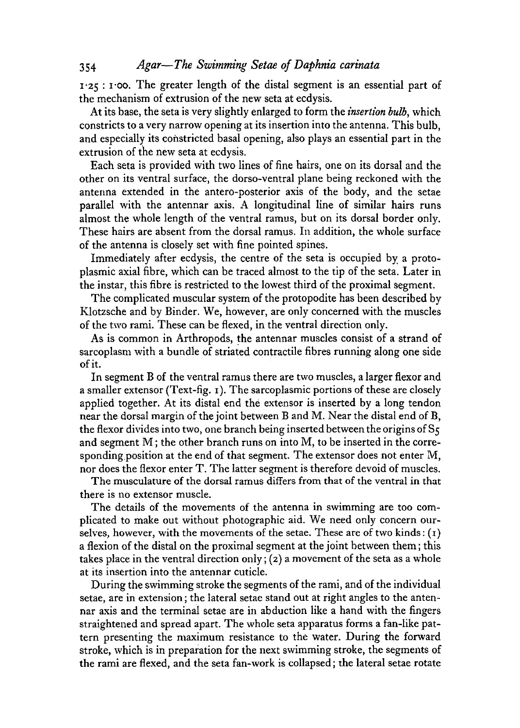1·25 : 1·00. The greater length of the distal segment is an essential part of the mechanism of extrusion of the new seta at ecdysis.

At its base, the seta is very slightly enlarged to form the *insertion bulb*, which constricts to a very narrow opening at its insertion into the antenna. This bulb, and especially its constricted basal opening, also plays an essential part in the extrusion of the new seta at ecdysis.

Each seta is provided with two lines of fine hairs, one on its dorsal and the other on its ventral surface, the dorso-ventral plane being reckoned with the antenna extended in the antero-posterior axis of the body, and the setae parallel with the antennar axis. A longitudinal line of similar hairs runs almost the whole length of the ventral ramus, but on its dorsal border only. These hairs are absent from the dorsal ramus. In addition, the whole surface of the antenna is closely set with fine pointed spines.

Immediately after ecdysis, the centre of the seta is occupied by a protoplasmic axial fibre, which can be traced almost to the tip of the seta. Later in the instar, this fibre is restricted to the lowest third of the proximal segment.

The complicated muscular system of the protopodite has been described by Klotzsche and by Binder. We, however, are only concerned with the muscles of the two rami. These can be flexed, in the ventral direction only.

As is common in Arthropods, the antennar muscles consist of a strand of sarcoplasm with a bundle of striated contractile fibres running along one side of it.

In segment B of the ventral ramus there are two muscles, a larger flexor and a smaller extensor (Text-fig. 1). The sarcoplasmic portions of these are closely applied together. At its distal end the extensor is inserted by a long tendon near the dorsal margin of the joint between B and M. Near the distal end of B, the flexor divides into two, one branch being inserted between the origins of $S_5$ and segment M; the other branch runs on into M, to be inserted in the corresponding position at the end of that segment. The extensor does not enter M, nor does the flexor enter T. The latter segment is therefore devoid of muscles.

The musculature of the dorsal ramus differs from that of the ventral in that there is no extensor muscle.

The details of the movements of the antenna in swimming are too complicated to make out without photographic aid. We need only concern ourselves, however, with the movements of the setae. These are of two kinds: (1) a flexion of the distal on the proximal segment at the joint between them; this takes place in the ventral direction only; (2) a movement of the seta as a whole at its insertion into the antennar cuticle.

During the swimming stroke the segments of the rami, and of the individual setae, are in extension; the lateral setae stand out at right angles to the antennar axis and the terminal setae are in abduction like a hand with the fingers straightened and spread apart. The whole seta apparatus forms a fan-like pattern presenting the maximum resistance to the water. During the forward stroke, which is in preparation for the next swimming stroke, the segments of the rami are flexed, and the seta fan-work is collapsed; the lateral setae rotate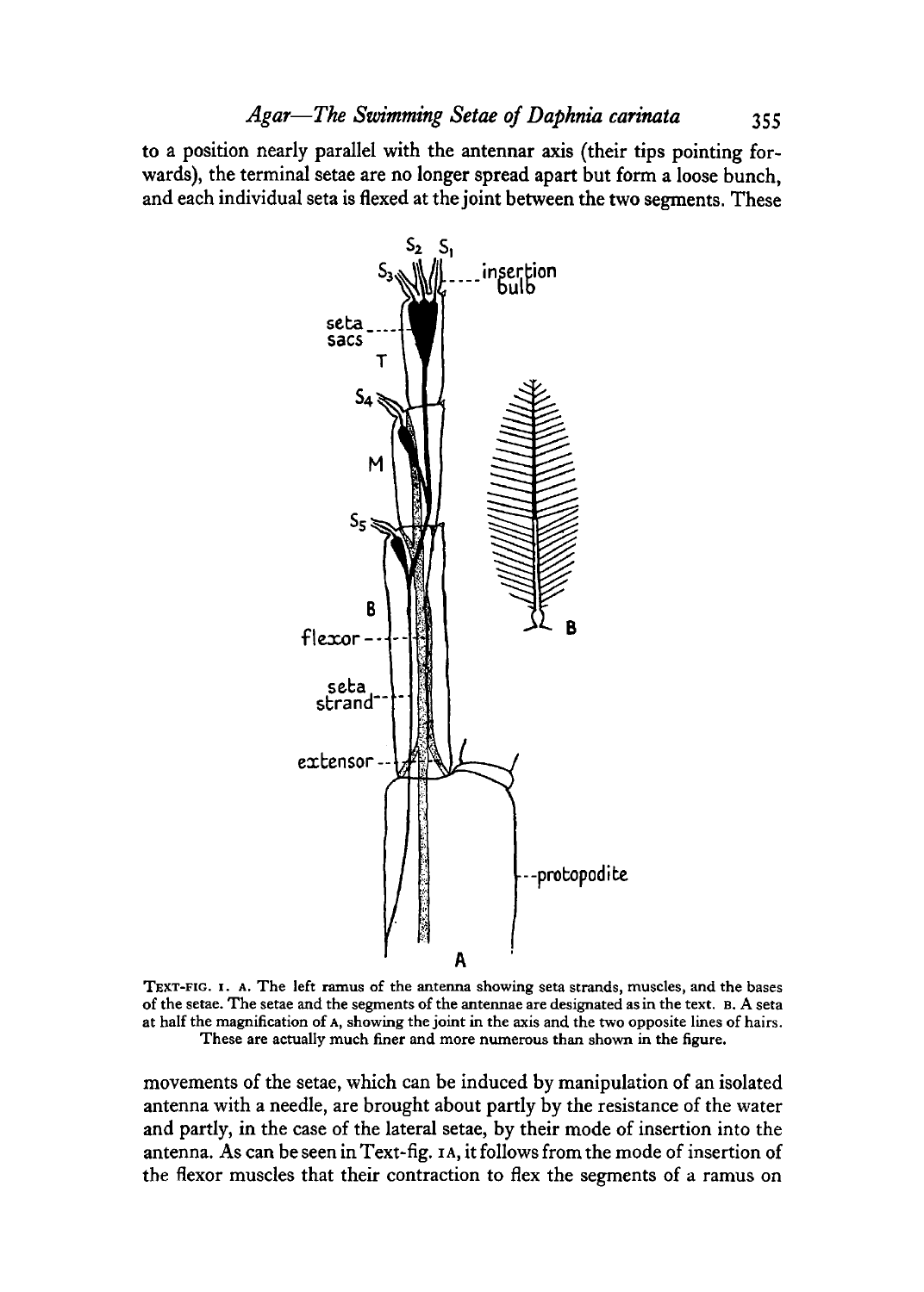to a position nearly parallel with the antennar axis (their tips pointing forwards), the terminal setae are no longer spread apart but form a loose bunch, and each individual seta is flexed at the joint between the two segments. These

TEXT-FIG. 1. A. The left ramus of the antenna showing seta strands, muscles, and the bases of the setae. The setae and the segments of the antennae are designated as in the text. B. A seta at half the magnification of A, showing the joint in the axis and the two opposite lines of hairs. These are actually much finer and more numerous than shown in the figure.

movements of the setae, which can be induced by manipulation of an isolated antenna with a needle, are brought about partly by the resistance of the water and partly, in the case of the lateral setae, by their mode of insertion into the antenna. As can be seen in Text-fig. 1A, it follows from the mode of insertion of the flexor muscles that their contraction to flex the segments of a ramus on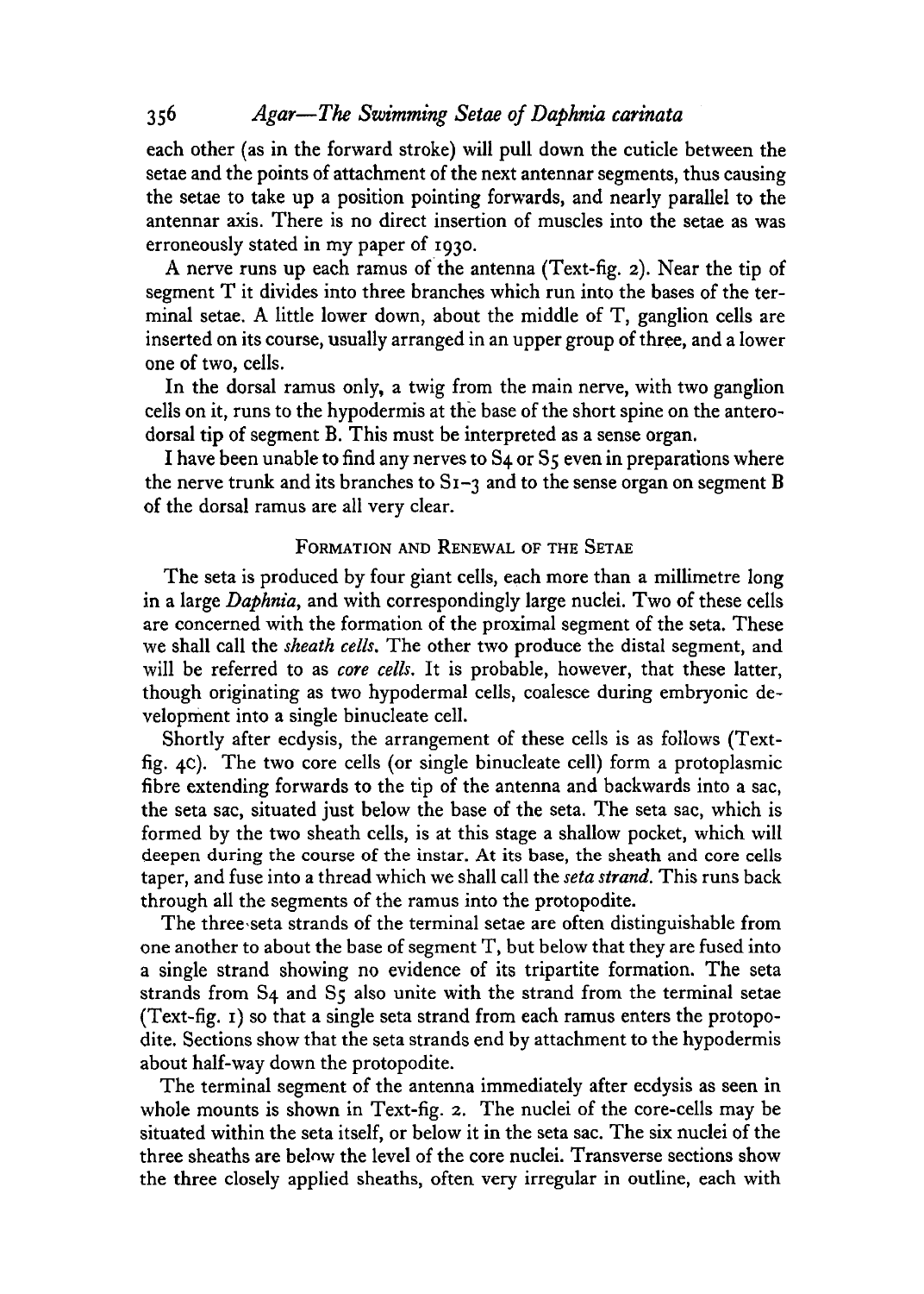each other (as in the forward stroke) will pull down the cuticle between the setae and the points of attachment of the next antennar segments, thus causing the setae to take up a position pointing forwards, and nearly parallel to the antennar axis. There is no direct insertion of muscles into the setae as was erroneously stated in my paper of 1930.

A nerve runs up each ramus of the antenna (Text-fig. 2). Near the tip of segment T it divides into three branches which run into the bases of the terminal setae. A little lower down, about the middle of T, ganglion cells are inserted on its course, usually arranged in an upper group of three, and a lower one of two, cells.

In the dorsal ramus only, a twig from the main nerve, with two ganglion cells on it, runs to the hypodermis at the base of the short spine on the antero-dorsal tip of segment B. This must be interpreted as a sense organ.

I have been unable to find any nerves to S4 or S5 even in preparations where the nerve trunk and its branches to S1–3 and to the sense organ on segment B of the dorsal ramus are all very clear.

## Formation and Renewal of the Setae

The seta is produced by four giant cells, each more than a millimetre long in a large *Daphnia*, and with correspondingly large nuclei. Two of these cells are concerned with the formation of the proximal segment of the seta. These we shall call the *sheath cells*. The other two produce the distal segment, and will be referred to as *core cells*. It is probable, however, that these latter, though originating as two hypodermal cells, coalesce during embryonic development into a single binucleate cell.

Shortly after ecdysis, the arrangement of these cells is as follows (Text-fig. 4C). The two core cells (or single binucleate cell) form a protoplasmic fibre extending forwards to the tip of the antenna and backwards into a sac, the seta sac, situated just below the base of the seta. The seta sac, which is formed by the two sheath cells, is at this stage a shallow pocket, which will deepen during the course of the instar. At its base, the sheath and core cells taper, and fuse into a thread which we shall call the *seta strand*. This runs back through all the segments of the ramus into the protopodite.

The three seta strands of the terminal setae are often distinguishable from one another to about the base of segment T, but below that they are fused into a single strand showing no evidence of its tripartite formation. The seta strands from S4 and S5 also unite with the strand from the terminal setae (Text-fig. 1) so that a single seta strand from each ramus enters the protopodite. Sections show that the seta strands end by attachment to the hypodermis about half-way down the protopodite.

The terminal segment of the antenna immediately after ecdysis as seen in whole mounts is shown in Text-fig. 2. The nuclei of the core-cells may be situated within the seta itself, or below it in the seta sac. The six nuclei of the three sheaths are below the level of the core nuclei. Transverse sections show the three closely applied sheaths, often very irregular in outline, each with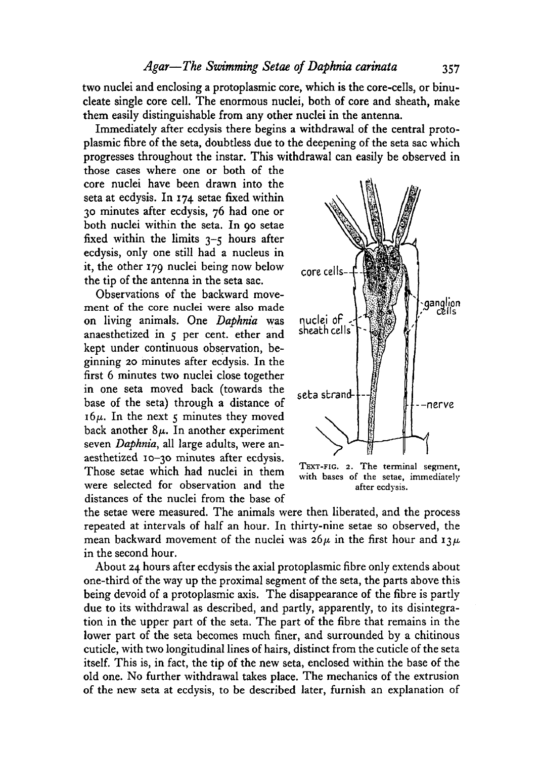two nuclei and enclosing a protoplasmic core, which is the core-cells, or binucleate single core cell. The enormous nuclei, both of core and sheath, make them easily distinguishable from any other nuclei in the antenna.

Immediately after ecdysis there begins a withdrawal of the central protoplasmic fibre of the seta, doubtless due to the deepening of the seta sac which progresses throughout the instar. This withdrawal can easily be observed in those cases where one or both of the core nuclei have been drawn into the seta at ecdysis. In 174 setae fixed within 30 minutes after ecdysis, 76 had one or both nuclei within the seta. In 90 setae fixed within the limits 3–5 hours after ecdysis, only one still had a nucleus in it, the other 179 nuclei being now below the tip of the antenna in the seta sac.

Observations of the backward movement of the core nuclei were also made on living animals. One *Daphnia* was anaesthetized in 5 per cent. ether and kept under continuous observation, beginning 20 minutes after ecdysis. In the first 6 minutes two nuclei close together in one seta moved back (towards the base of the seta) through a distance of $16\mu$. In the next 5 minutes they moved back another $8\mu$. In another experiment seven *Daphnia*, all large adults, were anaesthetized 10–30 minutes after ecdysis. Those setae which had nuclei in them were selected for observation and the distances of the nuclei from the base of the setae were measured. The animals were then liberated, and the process repeated at intervals of half an hour. In thirty-nine setae so observed, the mean backward movement of the nuclei was $26\mu$ in the first hour and $13\mu$ in the second hour.

TEXT-FIG. 2. The terminal segment, with bases of the setae, immediately after ecdysis.

About 24 hours after ecdysis the axial protoplasmic fibre only extends about one-third of the way up the proximal segment of the seta, the parts above this being devoid of a protoplasmic axis. The disappearance of the fibre is partly due to its withdrawal as described, and partly, apparently, to its disintegration in the upper part of the seta. The part of the fibre that remains in the lower part of the seta becomes much finer, and surrounded by a chitinous cuticle, with two longitudinal lines of hairs, distinct from the cuticle of the seta itself. This is, in fact, the tip of the new seta, enclosed within the base of the old one. No further withdrawal takes place. The mechanics of the extrusion of the new seta at ecdysis, to be described later, furnish an explanation of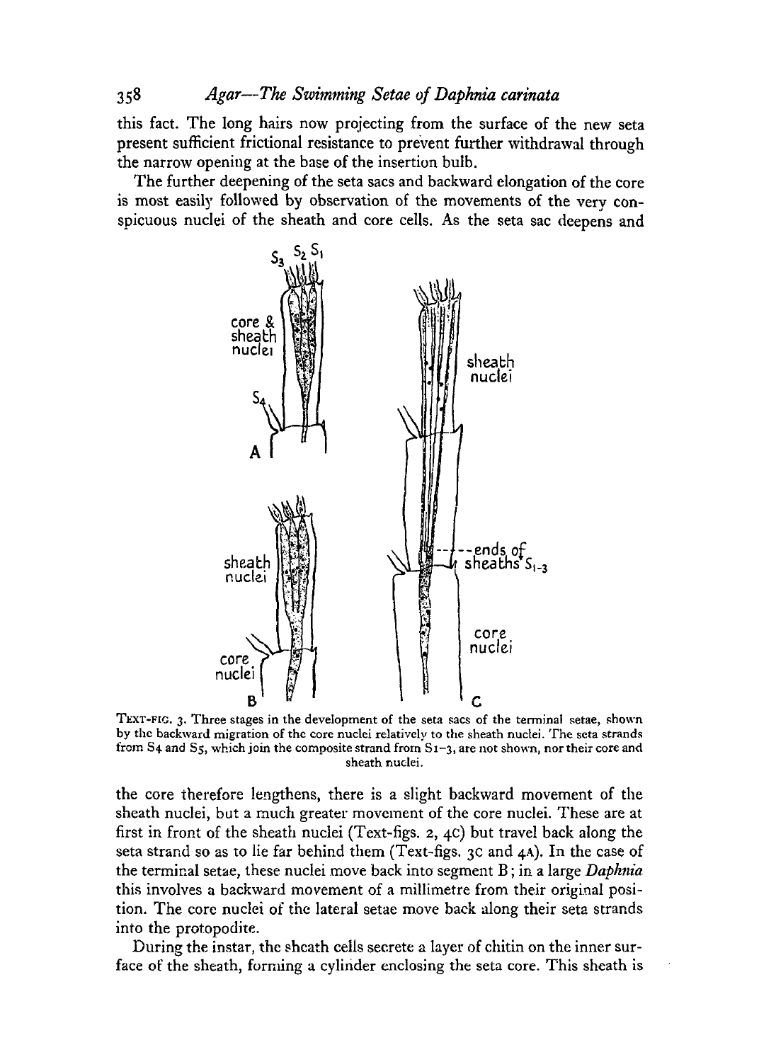this fact. The long hairs now projecting from the surface of the new seta present sufficient frictional resistance to prevent further withdrawal through the narrow opening at the base of the insertion bulb.

The further deepening of the seta sacs and backward elongation of the core is most easily followed by observation of the movements of the very conspicuous nuclei of the sheath and core cells. As the seta sac deepens and

TEXT-FIG. 3. Three stages in the development of the seta sacs of the terminal setae, shown by the backward migration of the core nuclei relatively to the sheath nuclei. The seta strands from S4 and S5, which join the composite strand from S1–3, are not shown, nor their core and sheath nuclei.

the core therefore lengthens, there is a slight backward movement of the sheath nuclei, but a much greater movement of the core nuclei. These are at first in front of the sheath nuclei (Text-figs. 2, 4C) but travel back along the seta strand so as to lie far behind them (Text-figs. 3C and 4A). In the case of the terminal setae, these nuclei move back into segment B; in a large *Daphnia* this involves a backward movement of a millimetre from their original position. The core nuclei of the lateral setae move back along their seta strands into the protopodite.

During the instar, the sheath cells secrete a layer of chitin on the inner surface of the sheath, forming a cylinder enclosing the seta core. This sheath is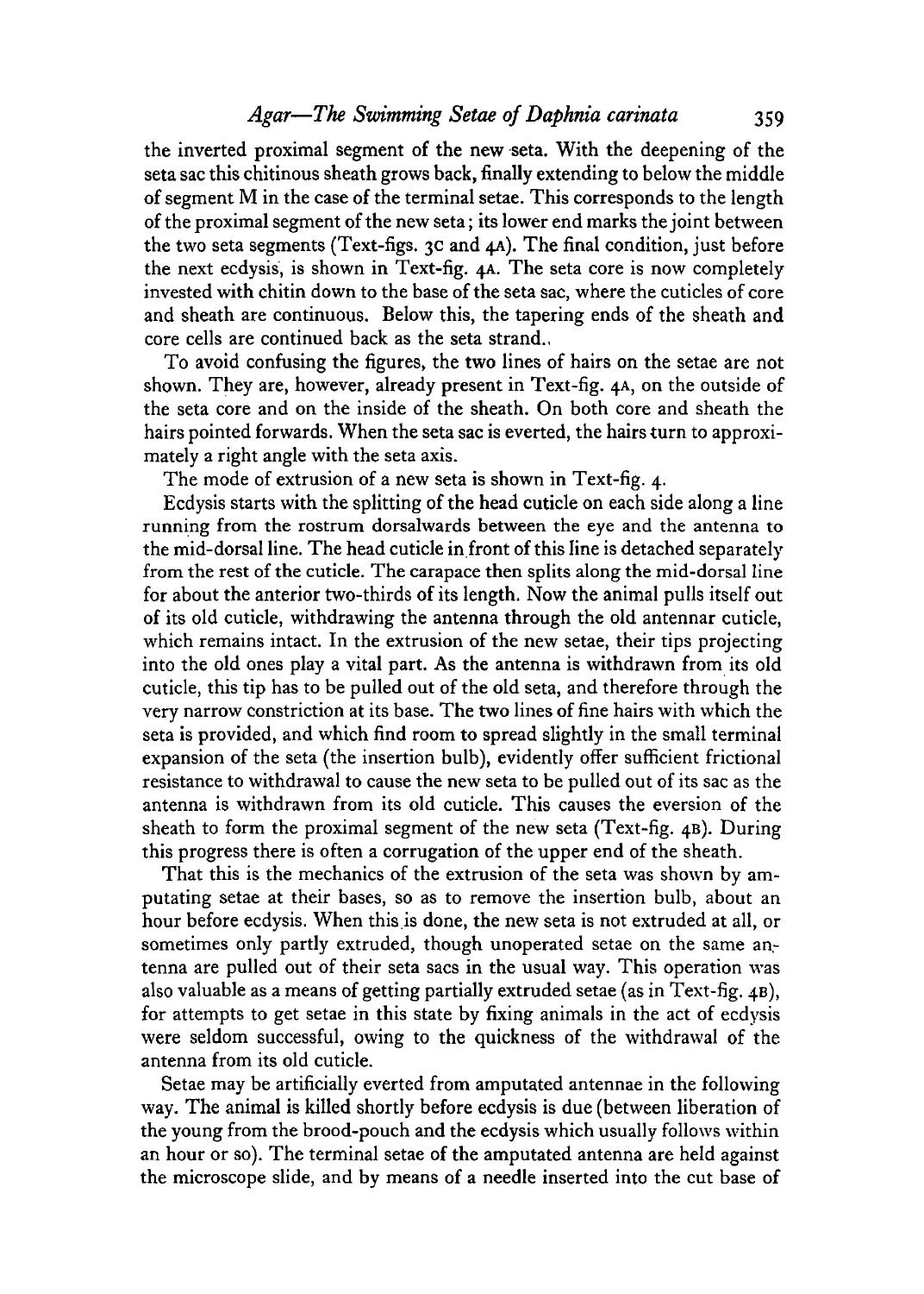the inverted proximal segment of the new seta. With the deepening of the seta sac this chitinous sheath grows back, finally extending to below the middle of segment M in the case of the terminal setae. This corresponds to the length of the proximal segment of the new seta; its lower end marks the joint between the two seta segments (Text-figs. 3C and 4A). The final condition, just before the next ecdysis, is shown in Text-fig. 4A. The seta core is now completely invested with chitin down to the base of the seta sac, where the cuticles of core and sheath are continuous. Below this, the tapering ends of the sheath and core cells are continued back as the seta strand.

To avoid confusing the figures, the two lines of hairs on the setae are not shown. They are, however, already present in Text-fig. 4A, on the outside of the seta core and on the inside of the sheath. On both core and sheath the hairs pointed forwards. When the seta sac is everted, the hairs turn to approximately a right angle with the seta axis.

The mode of extrusion of a new seta is shown in Text-fig. 4.

Ecdysis starts with the splitting of the head cuticle on each side along a line running from the rostrum dorsalwards between the eye and the antenna to the mid-dorsal line. The head cuticle in front of this line is detached separately from the rest of the cuticle. The carapace then splits along the mid-dorsal line for about the anterior two-thirds of its length. Now the animal pulls itself out of its old cuticle, withdrawing the antenna through the old antennar cuticle, which remains intact. In the extrusion of the new setae, their tips projecting into the old ones play a vital part. As the antenna is withdrawn from its old cuticle, this tip has to be pulled out of the old seta, and therefore through the very narrow constriction at its base. The two lines of fine hairs with which the seta is provided, and which find room to spread slightly in the small terminal expansion of the seta (the insertion bulb), evidently offer sufficient frictional resistance to withdrawal to cause the new seta to be pulled out of its sac as the antenna is withdrawn from its old cuticle. This causes the eversion of the sheath to form the proximal segment of the new seta (Text-fig. 4B). During this progress there is often a corrugation of the upper end of the sheath.

That this is the mechanics of the extrusion of the seta was shown by amputating setae at their bases, so as to remove the insertion bulb, about an hour before ecdysis. When this is done, the new seta is not extruded at all, or sometimes only partly extruded, though unoperated setae on the same antenna are pulled out of their seta sacs in the usual way. This operation was also valuable as a means of getting partially extruded setae (as in Text-fig. 4B), for attempts to get setae in this state by fixing animals in the act of ecdysis were seldom successful, owing to the quickness of the withdrawal of the antenna from its old cuticle.

Setae may be artificially everted from amputated antennae in the following way. The animal is killed shortly before ecdysis is due (between liberation of the young from the brood-pouch and the ecdysis which usually follows within an hour or so). The terminal setae of the amputated antenna are held against the microscope slide, and by means of a needle inserted into the cut base of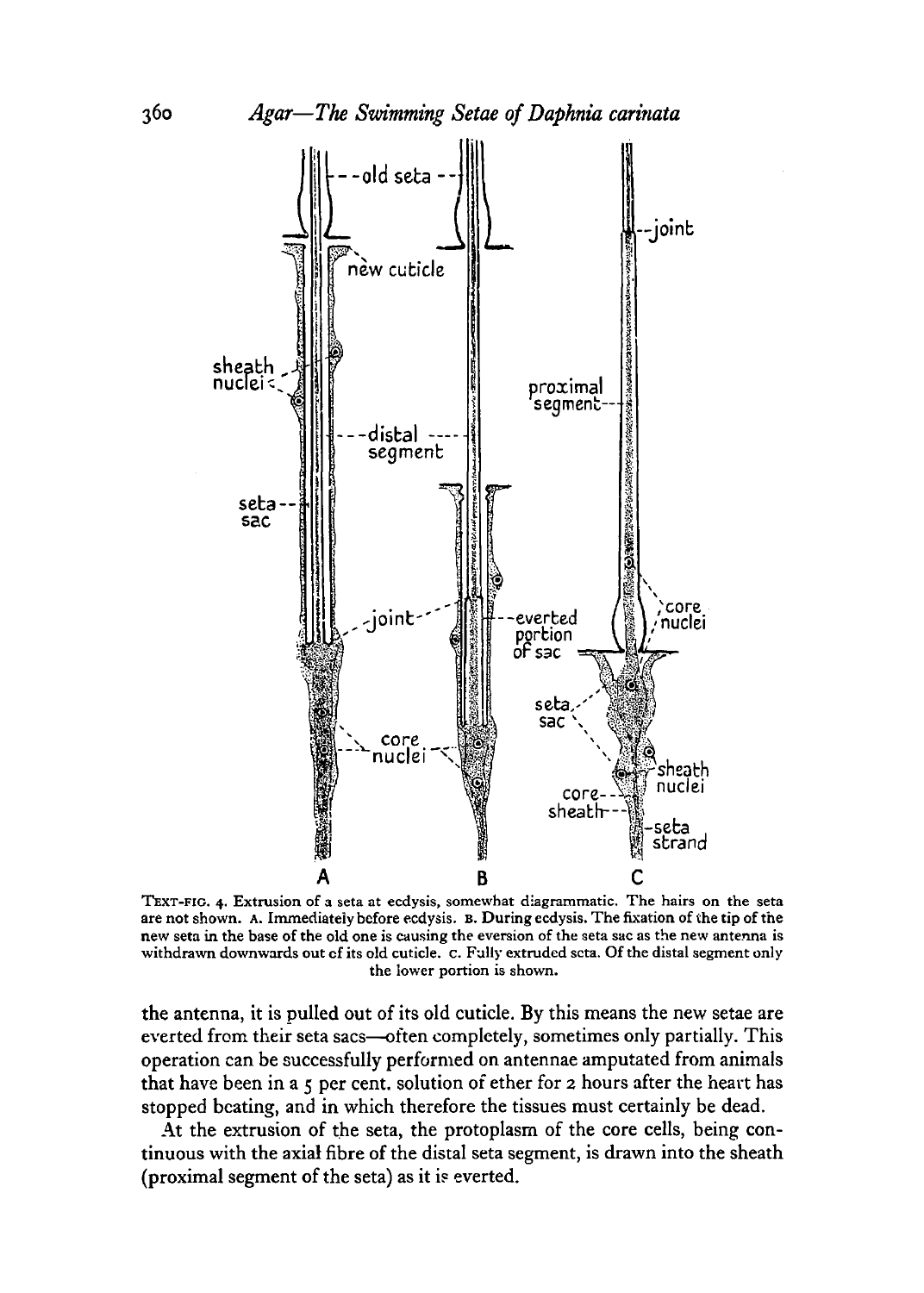TEXT-FIG. 4. Extrusion of a seta at ecdysis, somewhat diagrammatic. The hairs on the seta are not shown. A. Immediately before ecdysis. B. During ecdysis. The fixation of the tip of the new seta in the base of the old one is causing the eversion of the seta sac as the new antenna is withdrawn downwards out of its old cuticle. C. Fully extruded seta. Of the distal segment only the lower portion is shown.

the antenna, it is pulled out of its old cuticle. By this means the new setae are everted from their seta sacs—often completely, sometimes only partially. This operation can be successfully performed on antennae amputated from animals that have been in a 5 per cent. solution of ether for 2 hours after the heart has stopped beating, and in which therefore the tissues must certainly be dead.

At the extrusion of the seta, the protoplasm of the core cells, being continuous with the axial fibre of the distal seta segment, is drawn into the sheath (proximal segment of the seta) as it is everted.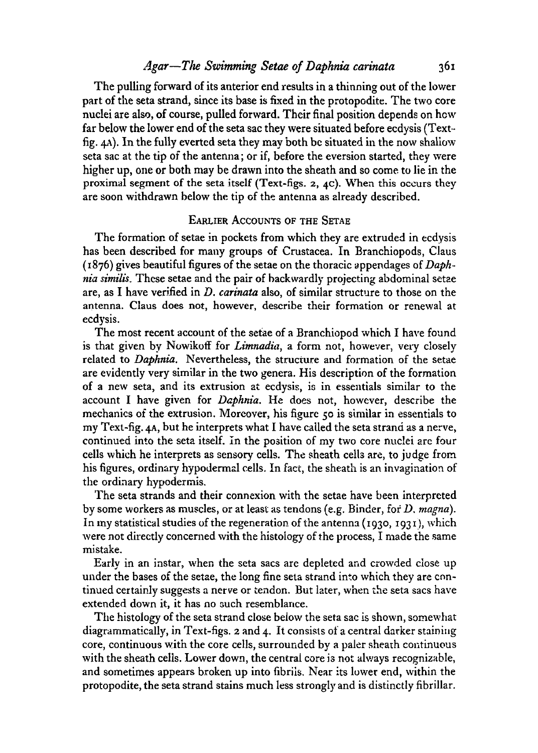The pulling forward of its anterior end results in a thinning out of the lower part of the seta strand, since its base is fixed in the protopodite. The two core nuclei are also, of course, pulled forward. Their final position depends on how far below the lower end of the seta sac they were situated before ecdysis (Text-fig. 4A). In the fully everted seta they may both be situated in the now shallow seta sac at the tip of the antenna; or if, before the eversion started, they were higher up, one or both may be drawn into the sheath and so come to lie in the proximal segment of the seta itself (Text-figs. 2, 4C). When this occurs they are soon withdrawn below the tip of the antenna as already described.

## Earlier Accounts of the Setae

The formation of setae in pockets from which they are extruded in ecdysis has been described for many groups of Crustacea. In Branchiopods, Claus (1876) gives beautiful figures of the setae on the thoracic appendages of *Daphnia similis*. These setae and the pair of backwardly projecting abdominal setae are, as I have verified in *D. carinata* also, of similar structure to those on the antenna. Claus does not, however, describe their formation or renewal at ecdysis.

The most recent account of the setae of a Branchiopod which I have found is that given by Nowikoff for *Limnadia*, a form not, however, very closely related to *Daphnia*. Nevertheless, the structure and formation of the setae are evidently very similar in the two genera. His description of the formation of a new seta, and its extrusion at ecdysis, is in essentials similar to the account I have given for *Daphnia*. He does not, however, describe the mechanics of the extrusion. Moreover, his figure 50 is similar in essentials to my Text-fig. 4A, but he interprets what I have called the seta strand as a nerve, continued into the seta itself. In the position of my two core nuclei are four cells which he interprets as sensory cells. The sheath cells are, to judge from his figures, ordinary hypodermal cells. In fact, the sheath is an invagination of the ordinary hypodermis.

The seta strands and their connexion with the setae have been interpreted by some workers as muscles, or at least as tendons (e.g. Binder, for *D. magna*). In my statistical studies of the regeneration of the antenna (1930, 1931), which were not directly concerned with the histology of the process, I made the same mistake.

Early in an instar, when the seta sacs are depleted and crowded close up under the bases of the setae, the long fine seta strand into which they are continued certainly suggests a nerve or tendon. But later, when the seta sacs have extended down it, it has no such resemblance.

The histology of the seta strand close below the seta sac is shown, somewhat diagrammatically, in Text-figs. 2 and 4. It consists of a central darker staining core, continuous with the core cells, surrounded by a paler sheath continuous with the sheath cells. Lower down, the central core is not always recognizable, and sometimes appears broken up into fibrils. Near its lower end, within the protopodite, the seta strand stains much less strongly and is distinctly fibrillar.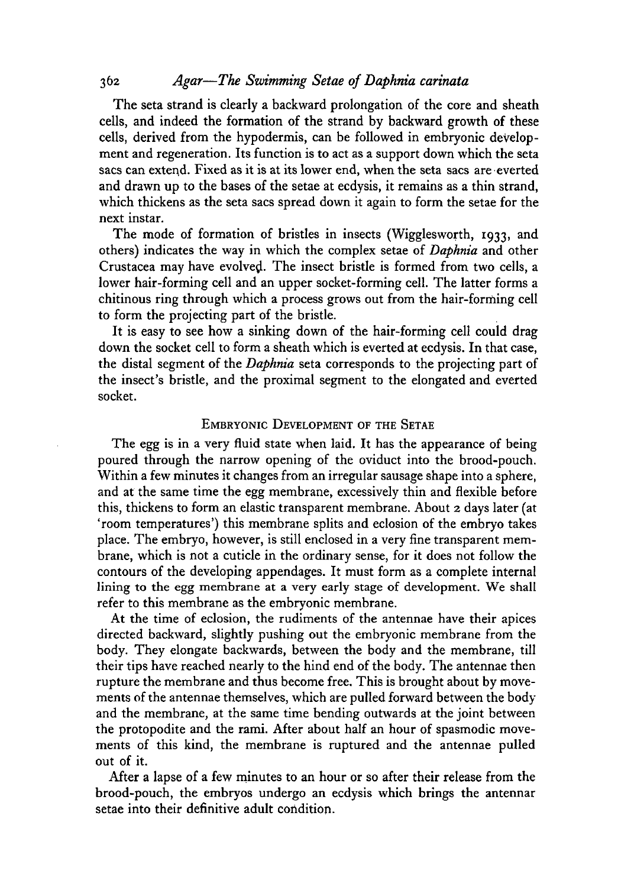The seta strand is clearly a backward prolongation of the core and sheath cells, and indeed the formation of the strand by backward growth of these cells, derived from the hypodermis, can be followed in embryonic development and regeneration. Its function is to act as a support down which the seta sacs can extend. Fixed as it is at its lower end, when the seta sacs are everted and drawn up to the bases of the setae at ecdysis, it remains as a thin strand, which thickens as the seta sacs spread down it again to form the setae for the next instar.

The mode of formation of bristles in insects (Wigglesworth, 1933, and others) indicates the way in which the complex setae of *Daphnia* and other Crustacea may have evolved. The insect bristle is formed from two cells, a lower hair-forming cell and an upper socket-forming cell. The latter forms a chitinous ring through which a process grows out from the hair-forming cell to form the projecting part of the bristle.

It is easy to see how a sinking down of the hair-forming cell could drag down the socket cell to form a sheath which is everted at ecdysis. In that case, the distal segment of the *Daphnia* seta corresponds to the projecting part of the insect's bristle, and the proximal segment to the elongated and everted socket.

## Embryonic Development of the Setae

The egg is in a very fluid state when laid. It has the appearance of being poured through the narrow opening of the oviduct into the brood-pouch. Within a few minutes it changes from an irregular sausage shape into a sphere, and at the same time the egg membrane, excessively thin and flexible before this, thickens to form an elastic transparent membrane. About 2 days later (at 'room temperatures') this membrane splits and eclosion of the embryo takes place. The embryo, however, is still enclosed in a very fine transparent membrane, which is not a cuticle in the ordinary sense, for it does not follow the contours of the developing appendages. It must form as a complete internal lining to the egg membrane at a very early stage of development. We shall refer to this membrane as the embryonic membrane.

At the time of eclosion, the rudiments of the antennae have their apices directed backward, slightly pushing out the embryonic membrane from the body. They elongate backwards, between the body and the membrane, till their tips have reached nearly to the hind end of the body. The antennae then rupture the membrane and thus become free. This is brought about by movements of the antennae themselves, which are pulled forward between the body and the membrane, at the same time bending outwards at the joint between the protopodite and the rami. After about half an hour of spasmodic movements of this kind, the membrane is ruptured and the antennae pulled out of it.

After a lapse of a few minutes to an hour or so after their release from the brood-pouch, the embryos undergo an ecdysis which brings the antennar setae into their definitive adult condition.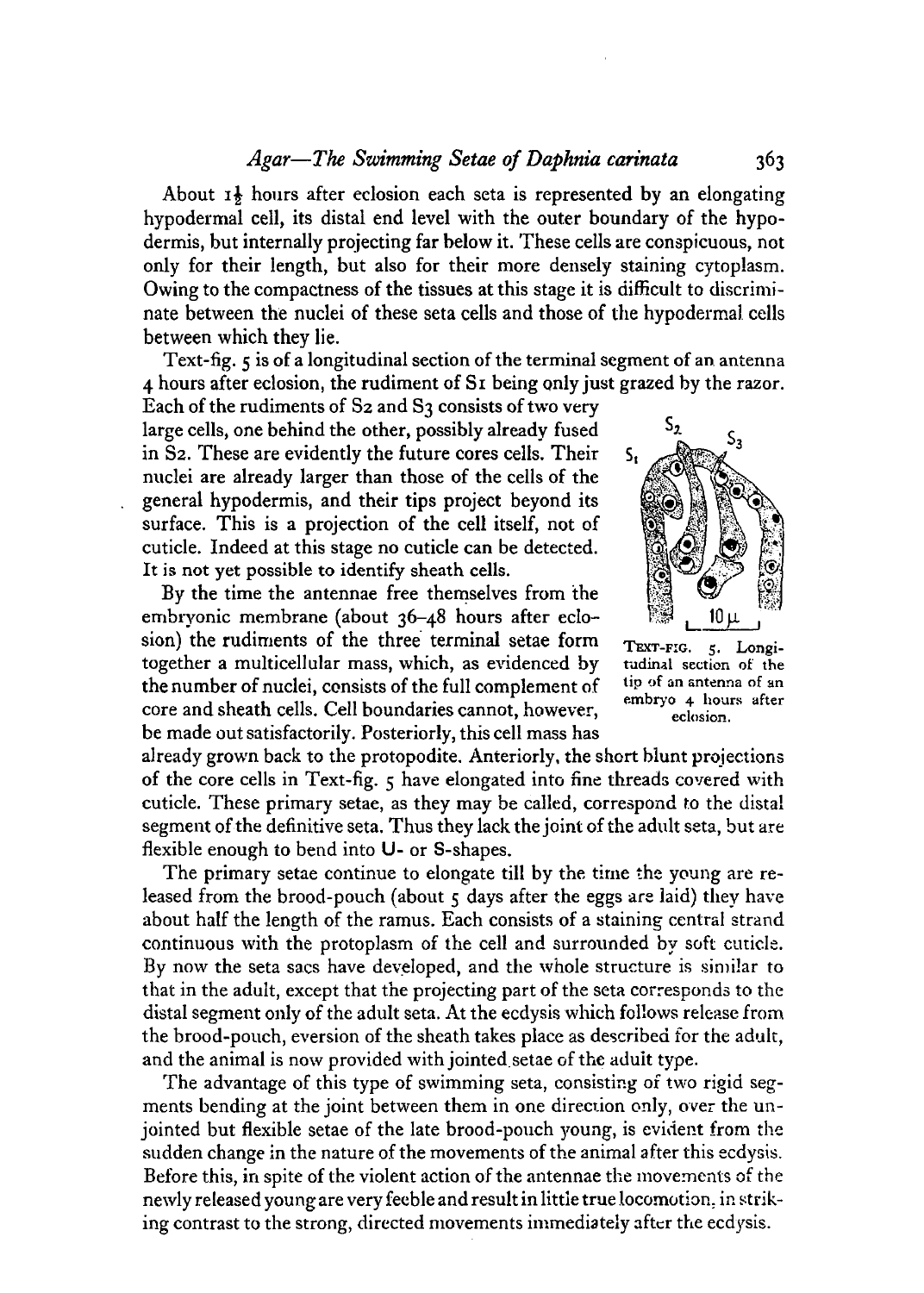About 1½ hours after eclosion each seta is represented by an elongating hypodermal cell, its distal end level with the outer boundary of the hypodermis, but internally projecting far below it. These cells are conspicuous, not only for their length, but also for their more densely staining cytoplasm. Owing to the compactness of the tissues at this stage it is difficult to discriminate between the nuclei of these seta cells and those of the hypodermal cells between which they lie.

Text-fig. 5 is of a longitudinal section of the terminal segment of an antenna 4 hours after eclosion, the rudiment of S1 being only just grazed by the razor. Each of the rudiments of S2 and S3 consists of two very large cells, one behind the other, possibly already fused in S2. These are evidently the future cores cells. Their nuclei are already larger than those of the cells of the general hypodermis, and their tips project beyond its surface. This is a projection of the cell itself, not of cuticle. Indeed at this stage no cuticle can be detected. It is not yet possible to identify sheath cells.

TEXT-FIG. 5. Longitudinal section of the tip of an antenna of an embryo 4 hours after eclosion.

By the time the antennae free themselves from the embryonic membrane (about 36–48 hours after eclosion) the rudiments of the three terminal setae form together a multicellular mass, which, as evidenced by the number of nuclei, consists of the full complement of core and sheath cells. Cell boundaries cannot, however, be made out satisfactorily. Posteriorly, this cell mass has already grown back to the protopodite. Anteriorly, the short blunt projections of the core cells in Text-fig. 5 have elongated into fine threads covered with cuticle. These primary setae, as they may be called, correspond to the distal segment of the definitive seta. Thus they lack the joint of the adult seta, but are flexible enough to bend into U- or S-shapes.

The primary setae continue to elongate till by the time the young are released from the brood-pouch (about 5 days after the eggs are laid) they have about half the length of the ramus. Each consists of a staining central strand continuous with the protoplasm of the cell and surrounded by soft cuticle. By now the seta sacs have developed, and the whole structure is similar to that in the adult, except that the projecting part of the seta corresponds to the distal segment only of the adult seta. At the ecdysis which follows release from the brood-pouch, eversion of the sheath takes place as described for the adult, and the animal is now provided with jointed setae of the adult type.

The advantage of this type of swimming seta, consisting of two rigid segments bending at the joint between them in one direction only, over the unjointed but flexible setae of the late brood-pouch young, is evident from the sudden change in the nature of the movements of the animal after this ecdysis. Before this, in spite of the violent action of the antennae the movements of the newly released young are very feeble and result in little true locomotion, in striking contrast to the strong, directed movements immediately after the ecdysis.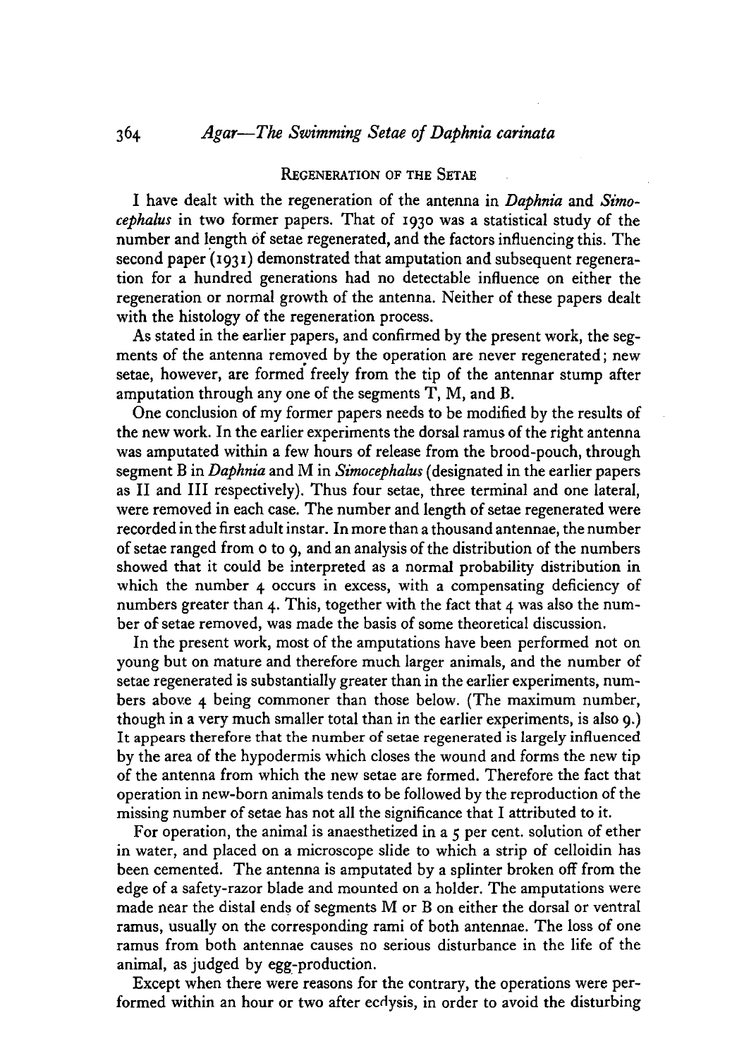## Regeneration of the Setae

I have dealt with the regeneration of the antenna in *Daphnia* and *Simocephalus* in two former papers. That of 1930 was a statistical study of the number and length of setae regenerated, and the factors influencing this. The second paper (1931) demonstrated that amputation and subsequent regeneration for a hundred generations had no detectable influence on either the regeneration or normal growth of the antenna. Neither of these papers dealt with the histology of the regeneration process.

As stated in the earlier papers, and confirmed by the present work, the segments of the antenna removed by the operation are never regenerated; new setae, however, are formed freely from the tip of the antennar stump after amputation through any one of the segments T, M, and B.

One conclusion of my former papers needs to be modified by the results of the new work. In the earlier experiments the dorsal ramus of the right antenna was amputated within a few hours of release from the brood-pouch, through segment B in *Daphnia* and M in *Simocephalus* (designated in the earlier papers as II and III respectively). Thus four setae, three terminal and one lateral, were removed in each case. The number and length of setae regenerated were recorded in the first adult instar. In more than a thousand antennae, the number of setae ranged from 0 to 9, and an analysis of the distribution of the numbers showed that it could be interpreted as a normal probability distribution in which the number 4 occurs in excess, with a compensating deficiency of numbers greater than 4. This, together with the fact that 4 was also the number of setae removed, was made the basis of some theoretical discussion.

In the present work, most of the amputations have been performed not on young but on mature and therefore much larger animals, and the number of setae regenerated is substantially greater than in the earlier experiments, numbers above 4 being commoner than those below. (The maximum number, though in a very much smaller total than in the earlier experiments, is also 9.) It appears therefore that the number of setae regenerated is largely influenced by the area of the hypodermis which closes the wound and forms the new tip of the antenna from which the new setae are formed. Therefore the fact that operation in new-born animals tends to be followed by the reproduction of the missing number of setae has not all the significance that I attributed to it.

For operation, the animal is anaesthetized in a 5 per cent. solution of ether in water, and placed on a microscope slide to which a strip of celloidin has been cemented. The antenna is amputated by a splinter broken off from the edge of a safety-razor blade and mounted on a holder. The amputations were made near the distal ends of segments M or B on either the dorsal or ventral ramus, usually on the corresponding rami of both antennae. The loss of one ramus from both antennae causes no serious disturbance in the life of the animal, as judged by egg-production.

Except when there were reasons for the contrary, the operations were performed within an hour or two after ecdysis, in order to avoid the disturbing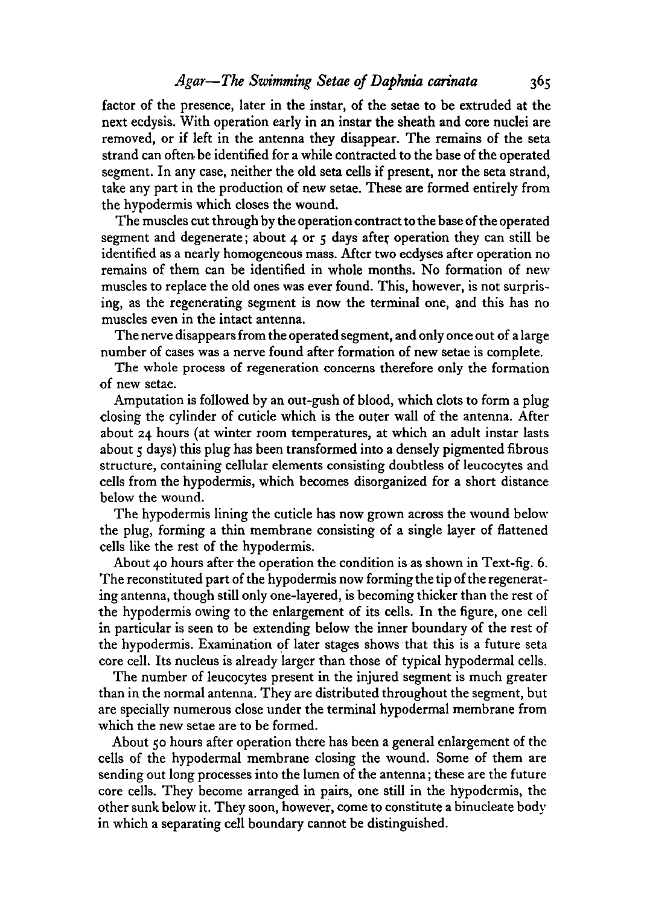factor of the presence, later in the instar, of the setae to be extruded at the next ecdysis. With operation early in an instar the sheath and core nuclei are removed, or if left in the antenna they disappear. The remains of the seta strand can often be identified for a while contracted to the base of the operated segment. In any case, neither the old seta cells if present, nor the seta strand, take any part in the production of new setae. These are formed entirely from the hypodermis which closes the wound.

The muscles cut through by the operation contract to the base of the operated segment and degenerate; about 4 or 5 days after operation they can still be identified as a nearly homogeneous mass. After two ecdyses after operation no remains of them can be identified in whole months. No formation of new muscles to replace the old ones was ever found. This, however, is not surprising, as the regenerating segment is now the terminal one, and this has no muscles even in the intact antenna.

The nerve disappears from the operated segment, and only once out of a large number of cases was a nerve found after formation of new setae is complete.

The whole process of regeneration concerns therefore only the formation of new setae.

Amputation is followed by an out-gush of blood, which clots to form a plug closing the cylinder of cuticle which is the outer wall of the antenna. After about 24 hours (at winter room temperatures, at which an adult instar lasts about 5 days) this plug has been transformed into a densely pigmented fibrous structure, containing cellular elements consisting doubtless of leucocytes and cells from the hypodermis, which becomes disorganized for a short distance below the wound.

The hypodermis lining the cuticle has now grown across the wound below the plug, forming a thin membrane consisting of a single layer of flattened cells like the rest of the hypodermis.

About 40 hours after the operation the condition is as shown in Text-fig. 6. The reconstituted part of the hypodermis now forming the tip of the regenerating antenna, though still only one-layered, is becoming thicker than the rest of the hypodermis owing to the enlargement of its cells. In the figure, one cell in particular is seen to be extending below the inner boundary of the rest of the hypodermis. Examination of later stages shows that this is a future seta core cell. Its nucleus is already larger than those of typical hypodermal cells.

The number of leucocytes present in the injured segment is much greater than in the normal antenna. They are distributed throughout the segment, but are specially numerous close under the terminal hypodermal membrane from which the new setae are to be formed.

About 50 hours after operation there has been a general enlargement of the cells of the hypodermal membrane closing the wound. Some of them are sending out long processes into the lumen of the antenna; these are the future core cells. They become arranged in pairs, one still in the hypodermis, the other sunk below it. They soon, however, come to constitute a binucleate body in which a separating cell boundary cannot be distinguished.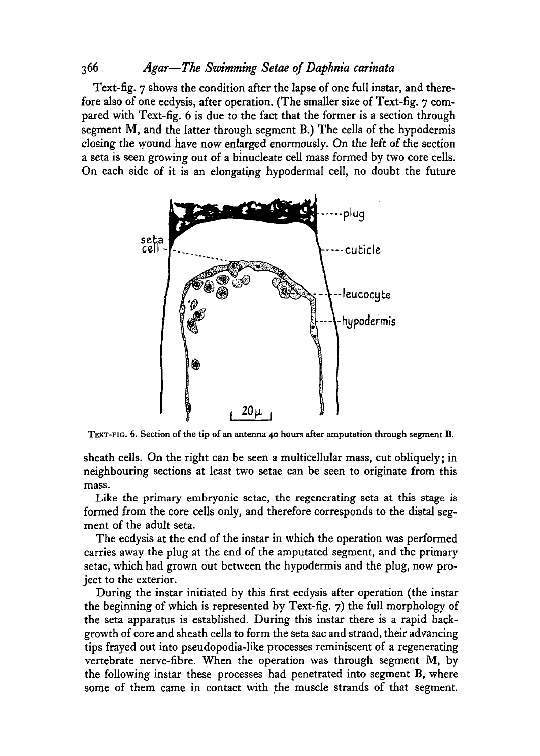Text-fig. 7 shows the condition after the lapse of one full instar, and therefore also of one ecdysis, after operation. (The smaller size of Text-fig. 7 compared with Text-fig. 6 is due to the fact that the former is a section through segment M, and the latter through segment B.) The cells of the hypodermis closing the wound have now enlarged enormously. On the left of the section a seta is seen growing out of a binucleate cell mass formed by two core cells. On each side of it is an elongating hypodermal cell, no doubt the future

TEXT-FIG. 6. Section of the tip of an antenna 40 hours after amputation through segment B.

sheath cells. On the right can be seen a multicellular mass, cut obliquely; in neighbouring sections at least two setae can be seen to originate from this mass.

Like the primary embryonic setae, the regenerating seta at this stage is formed from the core cells only, and therefore corresponds to the distal segment of the adult seta.

The ecdysis at the end of the instar in which the operation was performed carries away the plug at the end of the amputated segment, and the primary setae, which had grown out between the hypodermis and the plug, now project to the exterior.

During the instar initiated by this first ecdysis after operation (the instar the beginning of which is represented by Text-fig. 7) the full morphology of the seta apparatus is established. During this instar there is a rapid backgrowth of core and sheath cells to form the seta sac and strand, their advancing tips frayed out into pseudopodia-like processes reminiscent of a regenerating vertebrate nerve-fibre. When the operation was through segment M, by the following instar these processes had penetrated into segment B, where some of them came in contact with the muscle strands of that segment.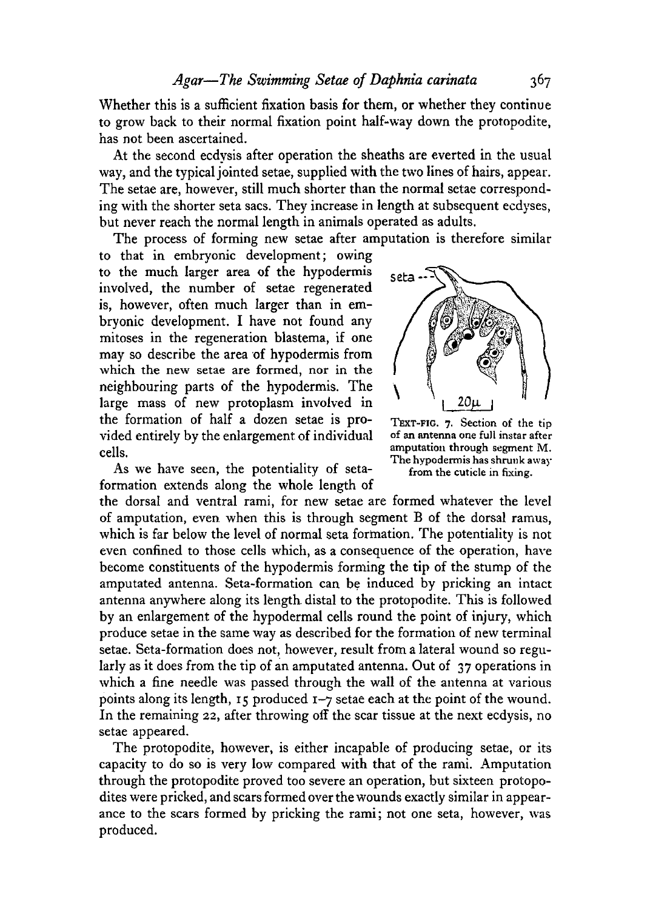Whether this is a sufficient fixation basis for them, or whether they continue to grow back to their normal fixation point half-way down the protopodite, has not been ascertained.

At the second ecdysis after operation the sheaths are everted in the usual way, and the typical jointed setae, supplied with the two lines of hairs, appear. The setae are, however, still much shorter than the normal setae corresponding with the shorter seta sacs. They increase in length at subsequent ecdyses, but never reach the normal length in animals operated as adults.

The process of forming new setae after amputation is therefore similar to that in embryonic development; owing to the much larger area of the hypodermis involved, the number of setae regenerated is, however, often much larger than in embryonic development. I have not found any mitoses in the regeneration blastema, if one may so describe the area of hypodermis from which the new setae are formed, nor in the neighbouring parts of the hypodermis. The large mass of new protoplasm involved in the formation of half a dozen setae is provided entirely by the enlargement of individual cells.

TEXT-FIG. 7. Section of the tip of an antenna one full instar after amputation through segment M. The hypodermis has shrunk away from the cuticle in fixing.

As we have seen, the potentiality of seta-formation extends along the whole length of the dorsal and ventral rami, for new setae are formed whatever the level of amputation, even when this is through segment B of the dorsal ramus, which is far below the level of normal seta formation. The potentiality is not even confined to those cells which, as a consequence of the operation, have become constituents of the hypodermis forming the tip of the stump of the amputated antenna. Seta-formation can be induced by pricking an intact antenna anywhere along its length distal to the protopodite. This is followed by an enlargement of the hypodermal cells round the point of injury, which produce setae in the same way as described for the formation of new terminal setae. Seta-formation does not, however, result from a lateral wound so regularly as it does from the tip of an amputated antenna. Out of 37 operations in which a fine needle was passed through the wall of the antenna at various points along its length, 15 produced 1–7 setae each at the point of the wound. In the remaining 22, after throwing off the scar tissue at the next ecdysis, no setae appeared.

The protopodite, however, is either incapable of producing setae, or its capacity to do so is very low compared with that of the rami. Amputation through the protopodite proved too severe an operation, but sixteen protopodites were pricked, and scars formed over the wounds exactly similar in appearance to the scars formed by pricking the rami; not one seta, however, was produced.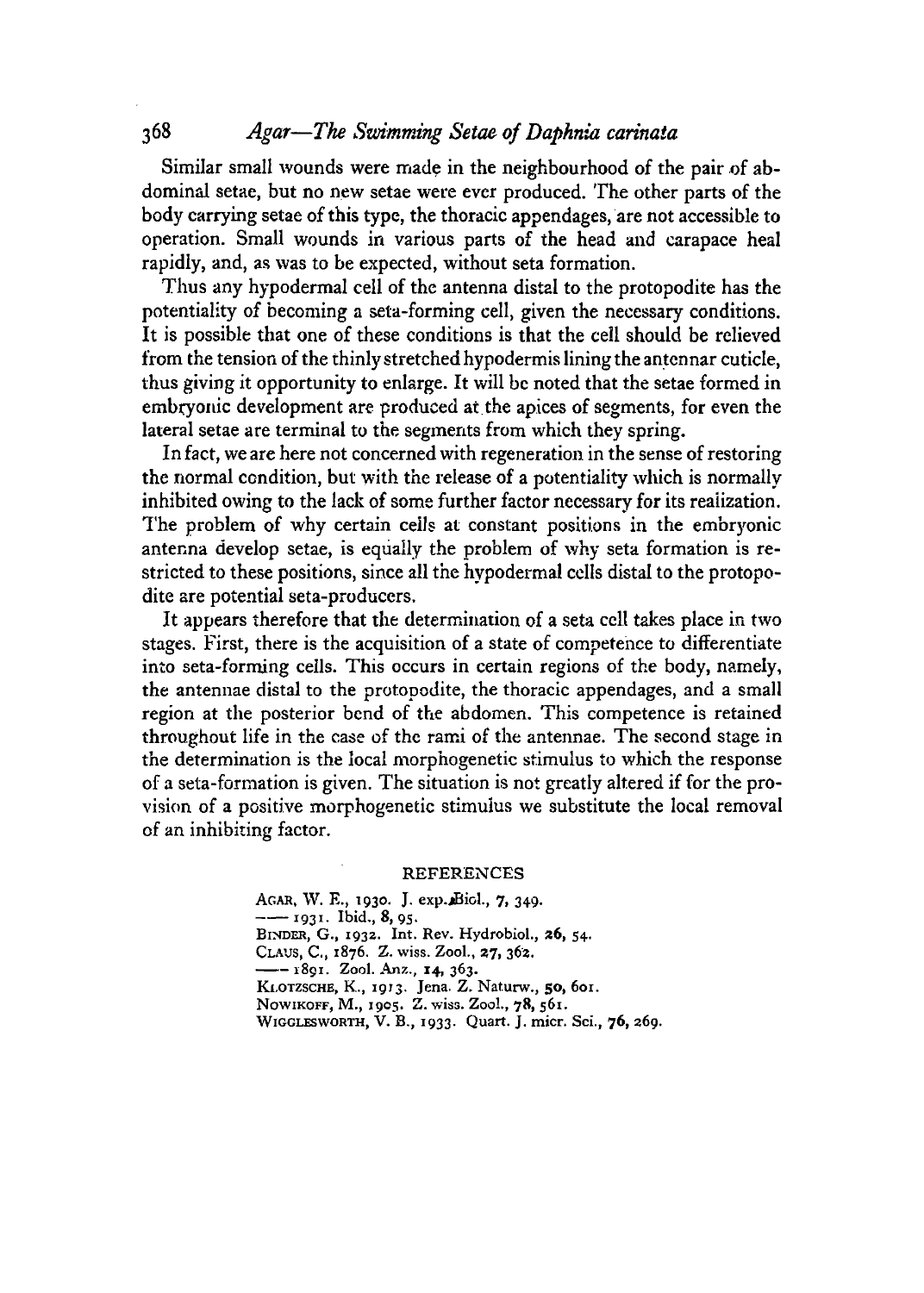Similar small wounds were made in the neighbourhood of the pair of abdominal setae, but no new setae were ever produced. The other parts of the body carrying setae of this type, the thoracic appendages, are not accessible to operation. Small wounds in various parts of the head and carapace heal rapidly, and, as was to be expected, without seta formation.

Thus any hypodermal cell of the antenna distal to the protopodite has the potentiality of becoming a seta-forming cell, given the necessary conditions. It is possible that one of these conditions is that the cell should be relieved from the tension of the thinly stretched hypodermis lining the antennar cuticle, thus giving it opportunity to enlarge. It will be noted that the setae formed in embryonic development are produced at the apices of segments, for even the lateral setae are terminal to the segments from which they spring.

In fact, we are here not concerned with regeneration in the sense of restoring the normal condition, but with the release of a potentiality which is normally inhibited owing to the lack of some further factor necessary for its realization. The problem of why certain cells at constant positions in the embryonic antenna develop setae, is equally the problem of why seta formation is restricted to these positions, since all the hypodermal cells distal to the protopodite are potential seta-producers.

It appears therefore that the determination of a seta cell takes place in two stages. First, there is the acquisition of a state of competence to differentiate into seta-forming cells. This occurs in certain regions of the body, namely, the antennae distal to the protopodite, the thoracic appendages, and a small region at the posterior bend of the abdomen. This competence is retained throughout life in the case of the rami of the antennae. The second stage in the determination is the local morphogenetic stimulus to which the response of a seta-formation is given. The situation is not greatly altered if for the provision of a positive morphogenetic stimulus we substitute the local removal of an inhibiting factor.

## REFERENCES

AGAR, W. E., 1930. J. exp. Biol., **7**, 349.
—— 1931. Ibid., **8**, 95.
BINDER, G., 1932. Int. Rev. Hydrobiol., **26**, 54.
CLAUS, C., 1876. Z. wiss. Zool., **27**, 362.
—— 1891. Zool. Anz., **14**, 363.
KLOTZSCHE, K., 1913. Jena. Z. Naturw., **50**, 601.
NOWIKOFF, M., 1905. Z. wiss. Zool., **78**, 561.
WIGGLESWORTH, V. B., 1933. Quart. J. micr. Sci., **76**, 269.